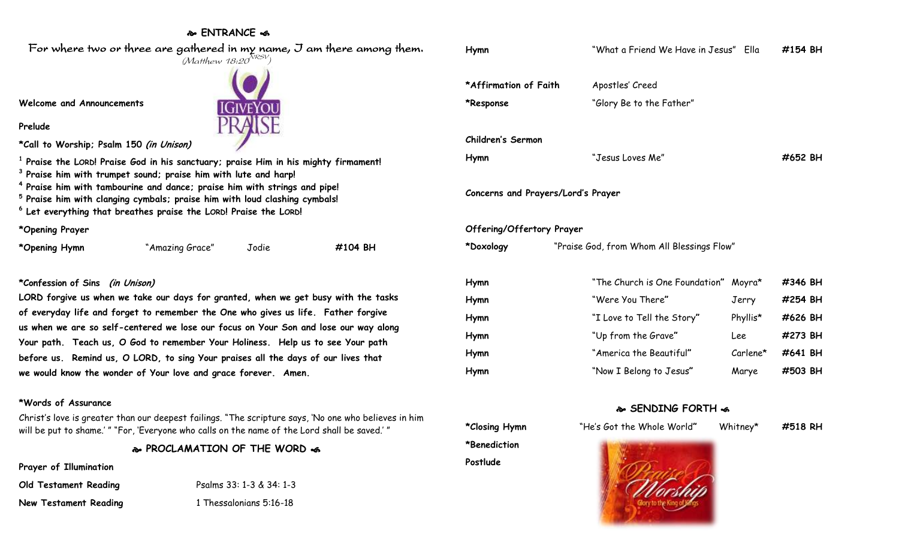## ❧ ENTRANCE ☙

*For where two or three are gathered in my name, I am there among them.*
*(Matthew 18:20 NRSV)*

**Welcome and Announcements**

**Prelude**

**\*Call to Worship; Psalm 150** ***(in Unison)***

**[1] Praise the LORD! Praise God in his sanctuary; praise Him in his mighty firmament!**
**[3] Praise him with trumpet sound; praise him with lute and harp!**
**[4] Praise him with tambourine and dance; praise him with strings and pipe!**
**[5] Praise him with clanging cymbals; praise him with loud clashing cymbals!**
**[6] Let everything that breathes praise the LORD! Praise the LORD!**

**\*Opening Prayer**

| | | | |
|---|---|---|---|
| **\*Opening Hymn** | "Amazing Grace" | Jodie | **#104 BH** |

**\*Confession of Sins** ***(in Unison)***

**LORD forgive us when we take our days for granted, when we get busy with the tasks of everyday life and forget to remember the One who gives us life. Father forgive us when we are so self-centered we lose our focus on Your Son and lose our way along Your path. Teach us, O God to remember Your Holiness. Help us to see Your path before us. Remind us, O LORD, to sing Your praises all the days of our lives that we would know the wonder of Your love and grace forever. Amen.**

**\*Words of Assurance**

Christ's love is greater than our deepest failings. "The scripture says, 'No one who believes in him will be put to shame.' " "For, 'Everyone who calls on the name of the Lord shall be saved.' "

## ❧ PROCLAMATION OF THE WORD ☙

**Prayer of Illumination**

**Old Testament Reading** Psalms 33: 1-3 & 34: 1-3

**New Testament Reading** 1 Thessalonians 5:16-18

| | | | |
|---|---|---|---|
| **Hymn** | "What a Friend We Have in Jesus" | Ella | **#154 BH** |

**\*Affirmation of Faith** Apostles' Creed

**\*Response** "Glory Be to the Father"

**Children's Sermon**

| | | | |
|---|---|---|---|
| **Hymn** | "Jesus Loves Me" | | **#652 BH** |

**Concerns and Prayers/Lord's Prayer**

**Offering/Offertory Prayer**

**\*Doxology** "Praise God, from Whom All Blessings Flow"

| | | | |
|---|---|---|---|
| **Hymn** | "The Church is One Foundation" | Moyra* | **#346 BH** |
| **Hymn** | "Were You There" | Jerry | **#254 BH** |
| **Hymn** | "I Love to Tell the Story" | Phyllis* | **#626 BH** |
| **Hymn** | "Up from the Grave" | Lee | **#273 BH** |
| **Hymn** | "America the Beautiful" | Carlene* | **#641 BH** |
| **Hymn** | "Now I Belong to Jesus" | Marye | **#503 BH** |

## ❧ SENDING FORTH ☙

| | | | |
|---|---|---|---|
| **\*Closing Hymn** | "He's Got the Whole World" | Whitney* | **#518 RH** |

**\*Benediction**

**Postlude**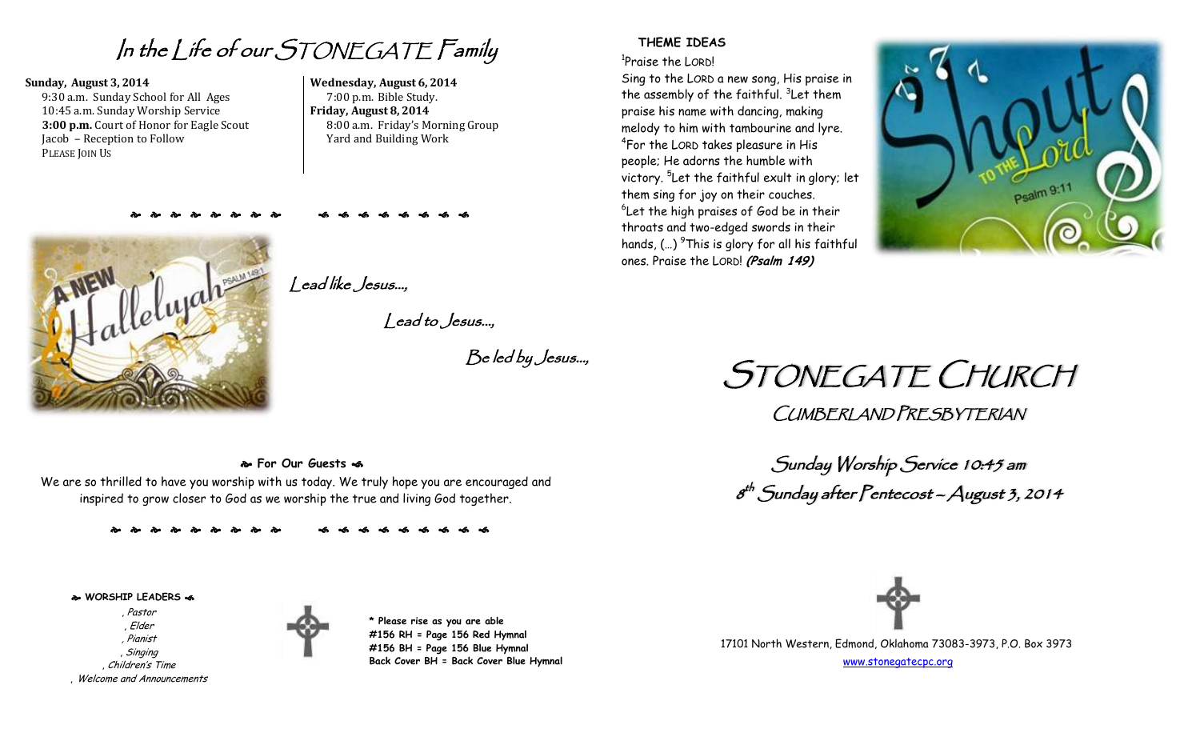# In the Life of our STONEGATE Family

**Sunday, August 3, 2014**
9:30 a.m. Sunday School for All Ages
10:45 a.m. Sunday Worship Service
**3:00 p.m.** Court of Honor for Eagle Scout Jacob – Reception to Follow
PLEASE JOIN US

**Wednesday, August 6, 2014**
7:00 p.m. Bible Study.

**Friday, August 8, 2014**
8:00 a.m. Friday's Morning Group
Yard and Building Work

*Lead like Jesus…,*

*Lead to Jesus…,*

*Be led by Jesus…,*

**For Our Guests**

We are so thrilled to have you worship with us today. We truly hope you are encouraged and inspired to grow closer to God as we worship the true and living God together.

**WORSHIP LEADERS**

*, Pastor*
*, Elder*
*, Pianist*
*, Singing*
*, Children's Time*
*, Welcome and Announcements*

**\* Please rise as you are able**
**#156 RH = Page 156 Red Hymnal**
**#156 BH = Page 156 Blue Hymnal**
**Back Cover BH = Back Cover Blue Hymnal**

**THEME IDEAS**

[1]Praise the LORD!
Sing to the LORD a new song, His praise in the assembly of the faithful. [3]Let them praise his name with dancing, making melody to him with tambourine and lyre. [4]For the LORD takes pleasure in His people; He adorns the humble with victory. [5]Let the faithful exult in glory; let them sing for joy on their couches. [6]Let the high praises of God be in their throats and two-edged swords in their hands, (…) [9]This is glory for all his faithful ones. Praise the LORD! ***(Psalm 149)***

# STONEGATE CHURCH

## CUMBERLAND PRESBYTERIAN

*Sunday Worship Service 10:45 am*

*8th Sunday after Pentecost – August 3, 2014*

17101 North Western, Edmond, Oklahoma 73083-3973, P.O. Box 3973
www.stonegatecpc.org